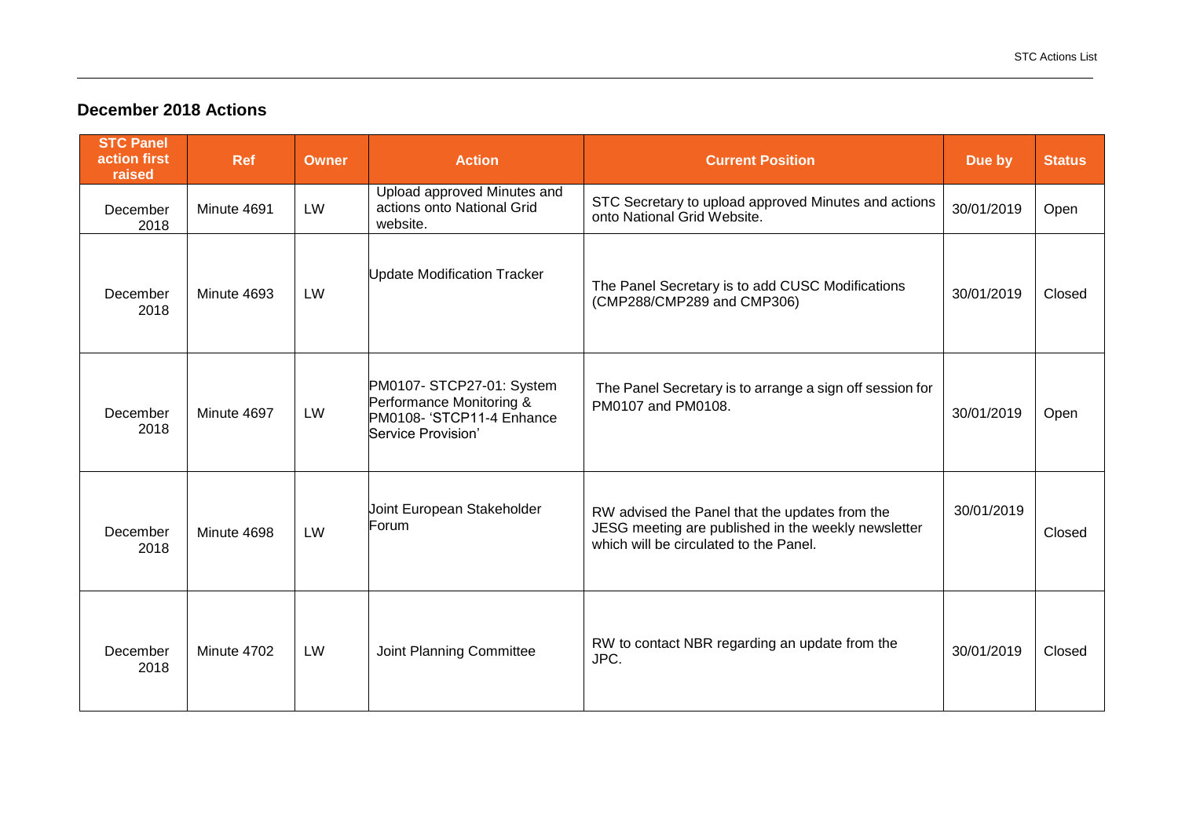## December 2018 Actions

| STC Panel action first raised | Ref | Owner | Action | Current Position | Due by | Status |
|---|---|---|---|---|---|---|
| December 2018 | Minute 4691 | LW | Upload approved Minutes and actions onto National Grid website. | STC Secretary to upload approved Minutes and actions onto National Grid Website. | 30/01/2019 | Open |
| December 2018 | Minute 4693 | LW | Update Modification Tracker | The Panel Secretary is to add CUSC Modifications (CMP288/CMP289 and CMP306) | 30/01/2019 | Closed |
| December 2018 | Minute 4697 | LW | PM0107- STCP27-01: System Performance Monitoring & PM0108- 'STCP11-4 Enhance Service Provision' | The Panel Secretary is to arrange a sign off session for PM0107 and PM0108. | 30/01/2019 | Open |
| December 2018 | Minute 4698 | LW | Joint European Stakeholder Forum | RW advised the Panel that the updates from the JESG meeting are published in the weekly newsletter which will be circulated to the Panel. | 30/01/2019 | Closed |
| December 2018 | Minute 4702 | LW | Joint Planning Committee | RW to contact NBR regarding an update from the JPC. | 30/01/2019 | Closed |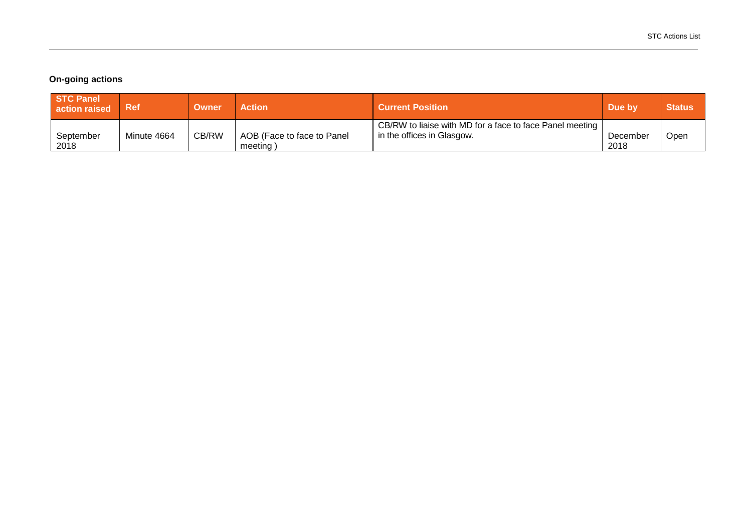**On-going actions**

| STC Panel action raised | Ref | Owner | Action | Current Position | Due by | Status |
|---|---|---|---|---|---|---|
| September 2018 | Minute 4664 | CB/RW | AOB (Face to face to Panel meeting ) | CB/RW to liaise with MD for a face to face Panel meeting in the offices in Glasgow. | December 2018 | Open |